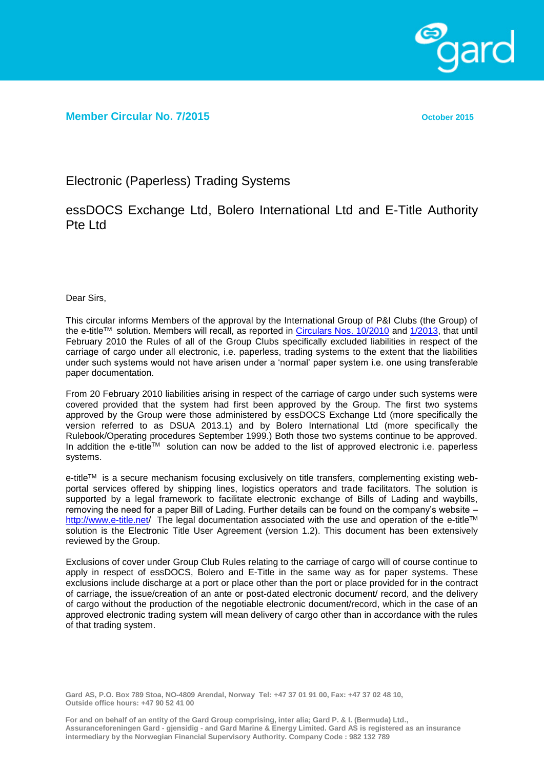**Member Circular No. 7/2015** **October 2015**

# Electronic (Paperless) Trading Systems

## essDOCS Exchange Ltd, Bolero International Ltd and E-Title Authority Pte Ltd

Dear Sirs,

This circular informs Members of the approval by the International Group of P&I Clubs (the Group) of the e-title™ solution. Members will recall, as reported in Circulars Nos. 10/2010 and 1/2013, that until February 2010 the Rules of all of the Group Clubs specifically excluded liabilities in respect of the carriage of cargo under all electronic, i.e. paperless, trading systems to the extent that the liabilities under such systems would not have arisen under a 'normal' paper system i.e. one using transferable paper documentation.

From 20 February 2010 liabilities arising in respect of the carriage of cargo under such systems were covered provided that the system had first been approved by the Group. The first two systems approved by the Group were those administered by essDOCS Exchange Ltd (more specifically the version referred to as DSUA 2013.1) and by Bolero International Ltd (more specifically the Rulebook/Operating procedures September 1999.) Both those two systems continue to be approved. In addition the e-title™ solution can now be added to the list of approved electronic i.e. paperless systems.

e-title™ is a secure mechanism focusing exclusively on title transfers, complementing existing web-portal services offered by shipping lines, logistics operators and trade facilitators. The solution is supported by a legal framework to facilitate electronic exchange of Bills of Lading and waybills, removing the need for a paper Bill of Lading. Further details can be found on the company's website – http://www.e-title.net/ The legal documentation associated with the use and operation of the e-title™ solution is the Electronic Title User Agreement (version 1.2). This document has been extensively reviewed by the Group.

Exclusions of cover under Group Club Rules relating to the carriage of cargo will of course continue to apply in respect of essDOCS, Bolero and E-Title in the same way as for paper systems. These exclusions include discharge at a port or place other than the port or place provided for in the contract of carriage, the issue/creation of an ante or post-dated electronic document/ record, and the delivery of cargo without the production of the negotiable electronic document/record, which in the case of an approved electronic trading system will mean delivery of cargo other than in accordance with the rules of that trading system.

Gard AS, P.O. Box 789 Stoa, NO-4809 Arendal, Norway Tel: +47 37 01 91 00, Fax: +47 37 02 48 10, Outside office hours: +47 90 52 41 00

For and on behalf of an entity of the Gard Group comprising, inter alia; Gard P. & I. (Bermuda) Ltd., Assuranceforeningen Gard - gjensidig - and Gard Marine & Energy Limited. Gard AS is registered as an insurance intermediary by the Norwegian Financial Supervisory Authority. Company Code : 982 132 789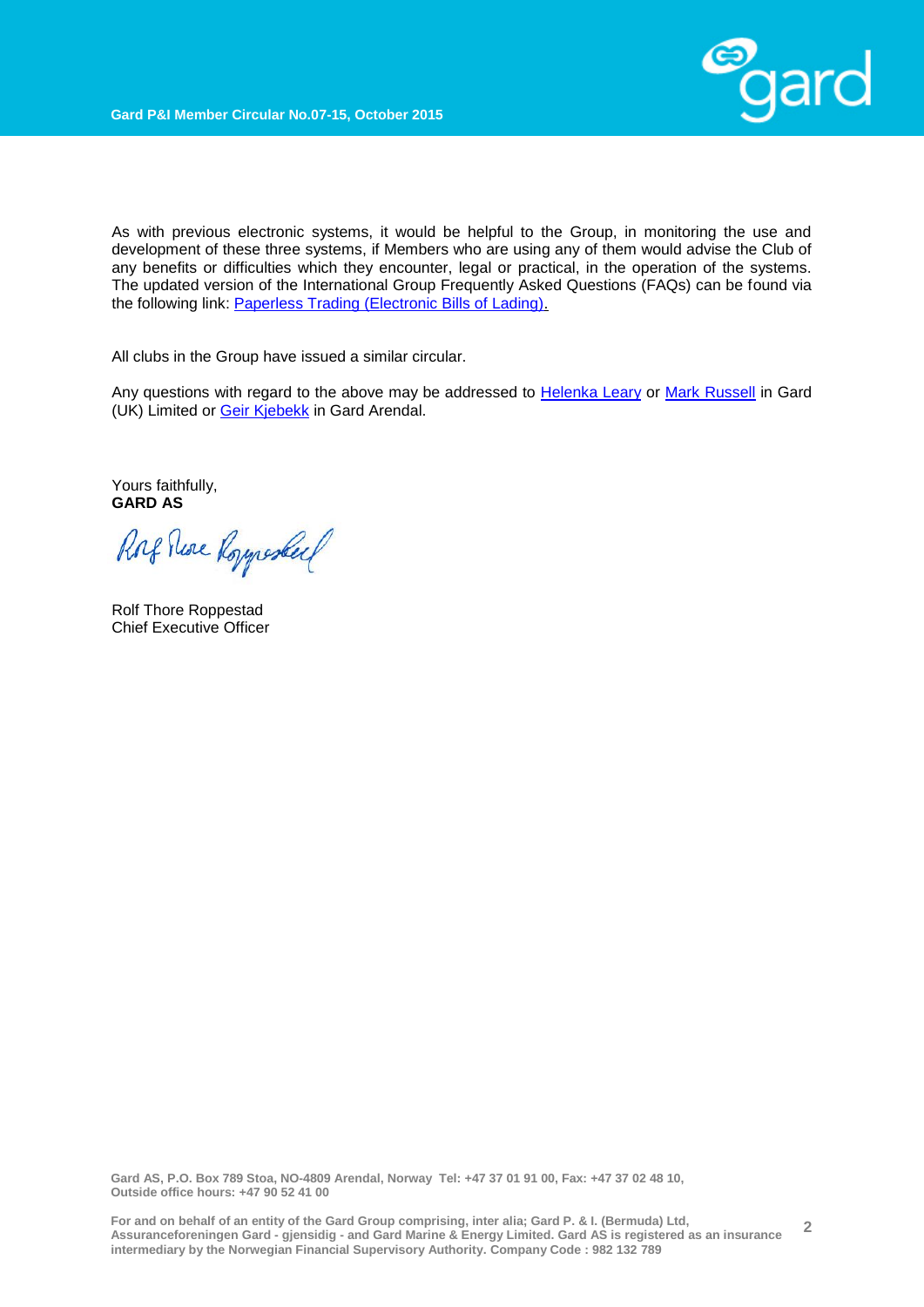As with previous electronic systems, it would be helpful to the Group, in monitoring the use and development of these three systems, if Members who are using any of them would advise the Club of any benefits or difficulties which they encounter, legal or practical, in the operation of the systems. The updated version of the International Group Frequently Asked Questions (FAQs) can be found via the following link: Paperless Trading (Electronic Bills of Lading).

All clubs in the Group have issued a similar circular.

Any questions with regard to the above may be addressed to Helenka Leary or Mark Russell in Gard (UK) Limited or Geir Kjebekk in Gard Arendal.

Yours faithfully,
**GARD AS**

Rolf Thore Roppestad
Chief Executive Officer

Gard AS, P.O. Box 789 Stoa, NO-4809 Arendal, Norway Tel: +47 37 01 91 00, Fax: +47 37 02 48 10,
Outside office hours: +47 90 52 41 00

For and on behalf of an entity of the Gard Group comprising, inter alia; Gard P. & I. (Bermuda) Ltd, Assuranceforeningen Gard - gjensidig - and Gard Marine & Energy Limited. Gard AS is registered as an insurance intermediary by the Norwegian Financial Supervisory Authority. Company Code : 982 132 789